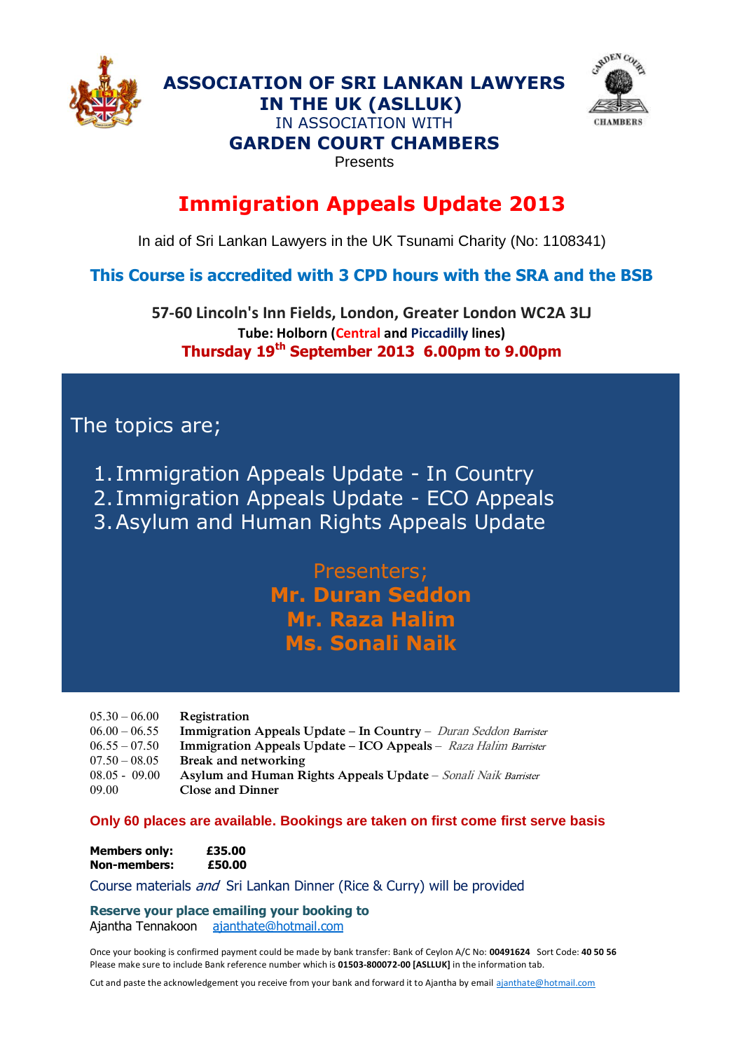# ASSOCIATION OF SRI LANKAN LAWYERS IN THE UK (ASLLUK)

IN ASSOCIATION WITH

## GARDEN COURT CHAMBERS

Presents

# Immigration Appeals Update 2013

In aid of Sri Lankan Lawyers in the UK Tsunami Charity (No: 1108341)

**This Course is accredited with 3 CPD hours with the SRA and the BSB**

**57-60 Lincoln's Inn Fields, London, Greater London WC2A 3LJ**

**Tube: Holborn (Central and Piccadilly lines)**

**Thursday 19th September 2013 6.00pm to 9.00pm**

The topics are;

1. Immigration Appeals Update - In Country
2. Immigration Appeals Update - ECO Appeals
3. Asylum and Human Rights Appeals Update

Presenters;

**Mr. Duran Seddon**

**Mr. Raza Halim**

**Ms. Sonali Naik**

| | |
|---|---|
| 05.30 – 06.00 | **Registration** |
| 06.00 – 06.55 | **Immigration Appeals Update – In Country** – *Duran Seddon Barrister* |
| 06.55 – 07.50 | **Immigration Appeals Update – ICO Appeals** – *Raza Halim Barrister* |
| 07.50 – 08.05 | **Break and networking** |
| 08.05 - 09.00 | **Asylum and Human Rights Appeals Update** – *Sonali Naik Barrister* |
| 09.00 | **Close and Dinner** |

**Only 60 places are available. Bookings are taken on first come first serve basis**

| | |
|---|---|
| **Members only:** | **£35.00** |
| **Non-members:** | **£50.00** |

Course materials *and* Sri Lankan Dinner (Rice & Curry) will be provided

**Reserve your place emailing your booking to**

Ajantha Tennakoon ajanthate@hotmail.com

Once your booking is confirmed payment could be made by bank transfer: Bank of Ceylon A/C No: **00491624** Sort Code: **40 50 56**
Please make sure to include Bank reference number which is **01503-800072-00 [ASLLUK]** in the information tab.

Cut and paste the acknowledgement you receive from your bank and forward it to Ajantha by email ajanthate@hotmail.com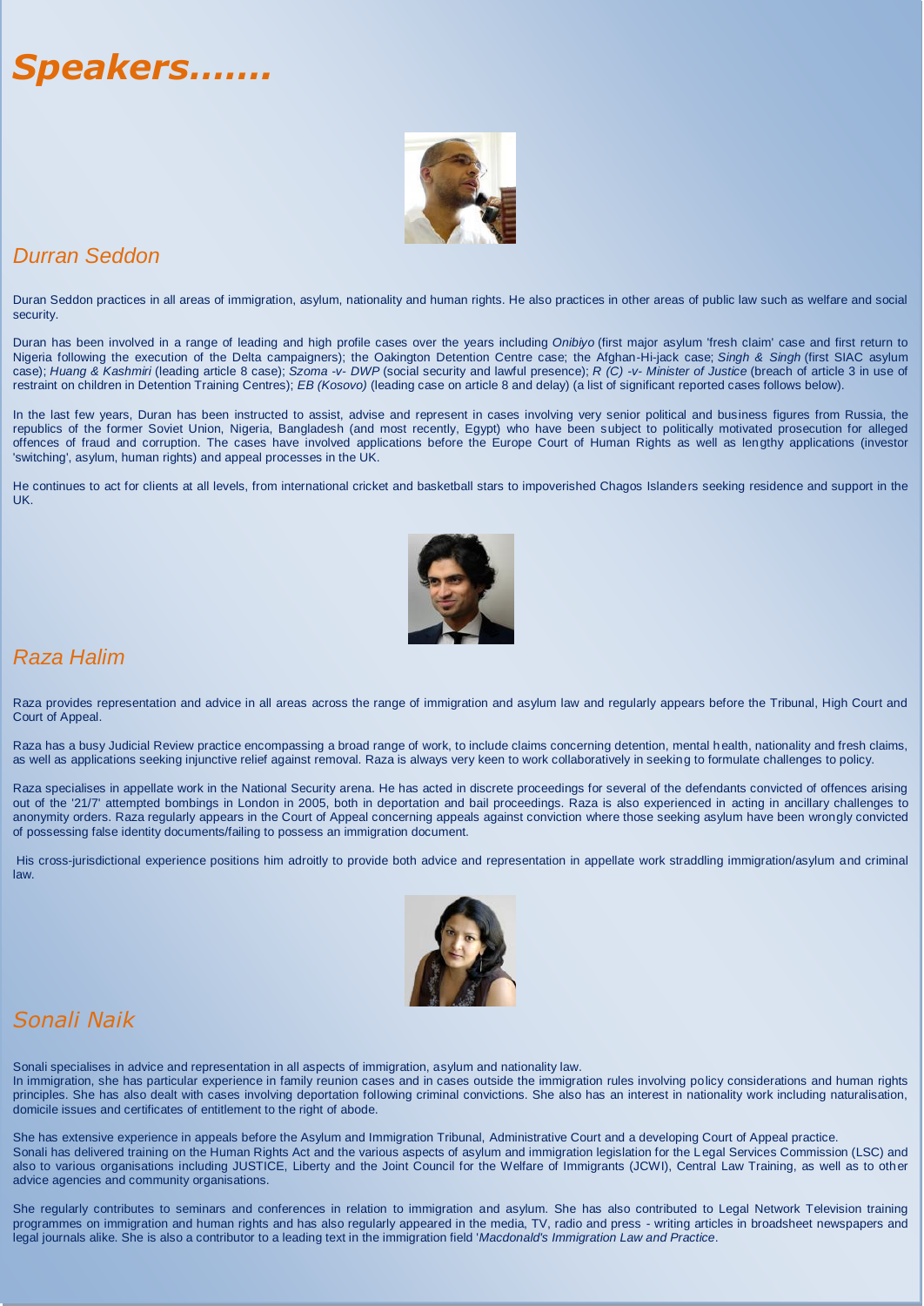# *Speakers.......*

## *Durran Seddon*

Duran Seddon practices in all areas of immigration, asylum, nationality and human rights. He also practices in other areas of public law such as welfare and social security.

Duran has been involved in a range of leading and high profile cases over the years including *Onibiyo* (first major asylum 'fresh claim' case and first return to Nigeria following the execution of the Delta campaigners); the Oakington Detention Centre case; the Afghan-Hi-jack case; *Singh & Singh* (first SIAC asylum case); *Huang & Kashmiri* (leading article 8 case); *Szoma -v- DWP* (social security and lawful presence); *R (C) -v- Minister of Justice* (breach of article 3 in use of restraint on children in Detention Training Centres); *EB (Kosovo)* (leading case on article 8 and delay) (a list of significant reported cases follows below).

In the last few years, Duran has been instructed to assist, advise and represent in cases involving very senior political and business figures from Russia, the republics of the former Soviet Union, Nigeria, Bangladesh (and most recently, Egypt) who have been subject to politically motivated prosecution for alleged offences of fraud and corruption. The cases have involved applications before the Europe Court of Human Rights as well as lengthy applications (investor 'switching', asylum, human rights) and appeal processes in the UK.

He continues to act for clients at all levels, from international cricket and basketball stars to impoverished Chagos Islanders seeking residence and support in the UK.

## *Raza Halim*

Raza provides representation and advice in all areas across the range of immigration and asylum law and regularly appears before the Tribunal, High Court and Court of Appeal.

Raza has a busy Judicial Review practice encompassing a broad range of work, to include claims concerning detention, mental health, nationality and fresh claims, as well as applications seeking injunctive relief against removal. Raza is always very keen to work collaboratively in seeking to formulate challenges to policy.

Raza specialises in appellate work in the National Security arena. He has acted in discrete proceedings for several of the defendants convicted of offences arising out of the '21/7' attempted bombings in London in 2005, both in deportation and bail proceedings. Raza is also experienced in acting in ancillary challenges to anonymity orders. Raza regularly appears in the Court of Appeal concerning appeals against conviction where those seeking asylum have been wrongly convicted of possessing false identity documents/failing to possess an immigration document.

His cross-jurisdictional experience positions him adroitly to provide both advice and representation in appellate work straddling immigration/asylum and criminal law.

## *Sonali Naik*

Sonali specialises in advice and representation in all aspects of immigration, asylum and nationality law.
In immigration, she has particular experience in family reunion cases and in cases outside the immigration rules involving policy considerations and human rights principles. She has also dealt with cases involving deportation following criminal convictions. She also has an interest in nationality work including naturalisation, domicile issues and certificates of entitlement to the right of abode.

She has extensive experience in appeals before the Asylum and Immigration Tribunal, Administrative Court and a developing Court of Appeal practice.
Sonali has delivered training on the Human Rights Act and the various aspects of asylum and immigration legislation for the Legal Services Commission (LSC) and also to various organisations including JUSTICE, Liberty and the Joint Council for the Welfare of Immigrants (JCWI), Central Law Training, as well as to other advice agencies and community organisations.

She regularly contributes to seminars and conferences in relation to immigration and asylum. She has also contributed to Legal Network Television training programmes on immigration and human rights and has also regularly appeared in the media, TV, radio and press - writing articles in broadsheet newspapers and legal journals alike. She is also a contributor to a leading text in the immigration field '*Macdonald's Immigration Law and Practice*.